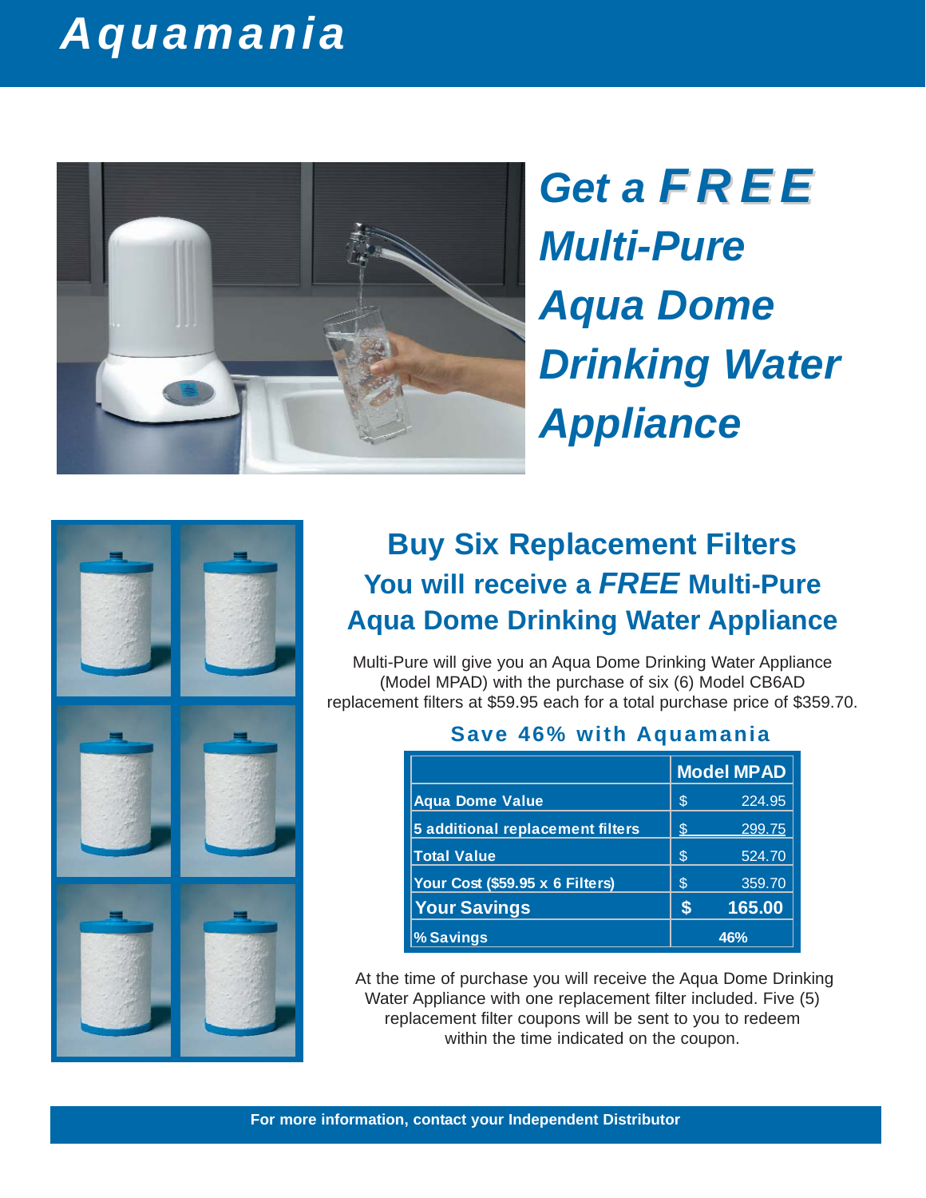# *Aquamania*

## *Get a FREE Multi-Pure Aqua Dome Drinking Water Appliance*

## Buy Six Replacement Filters
### You will receive a *FREE* Multi-Pure Aqua Dome Drinking Water Appliance

Multi-Pure will give you an Aqua Dome Drinking Water Appliance (Model MPAD) with the purchase of six (6) Model CB6AD replacement filters at $59.95 each for a total purchase price of $359.70.

### Save 46% with Aquamania

| | Model MPAD | |
|---|---|---|
| Aqua Dome Value | $ | 224.95 |
| 5 additional replacement filters | $ | 299.75 |
| Total Value | $ | 524.70 |
| Your Cost ($59.95 x 6 Filters) | $ | 359.70 |
| **Your Savings** | **$** | **165.00** |
| % Savings | 46% | |

At the time of purchase you will receive the Aqua Dome Drinking Water Appliance with one replacement filter included. Five (5) replacement filter coupons will be sent to you to redeem within the time indicated on the coupon.

**For more information, contact your Independent Distributor**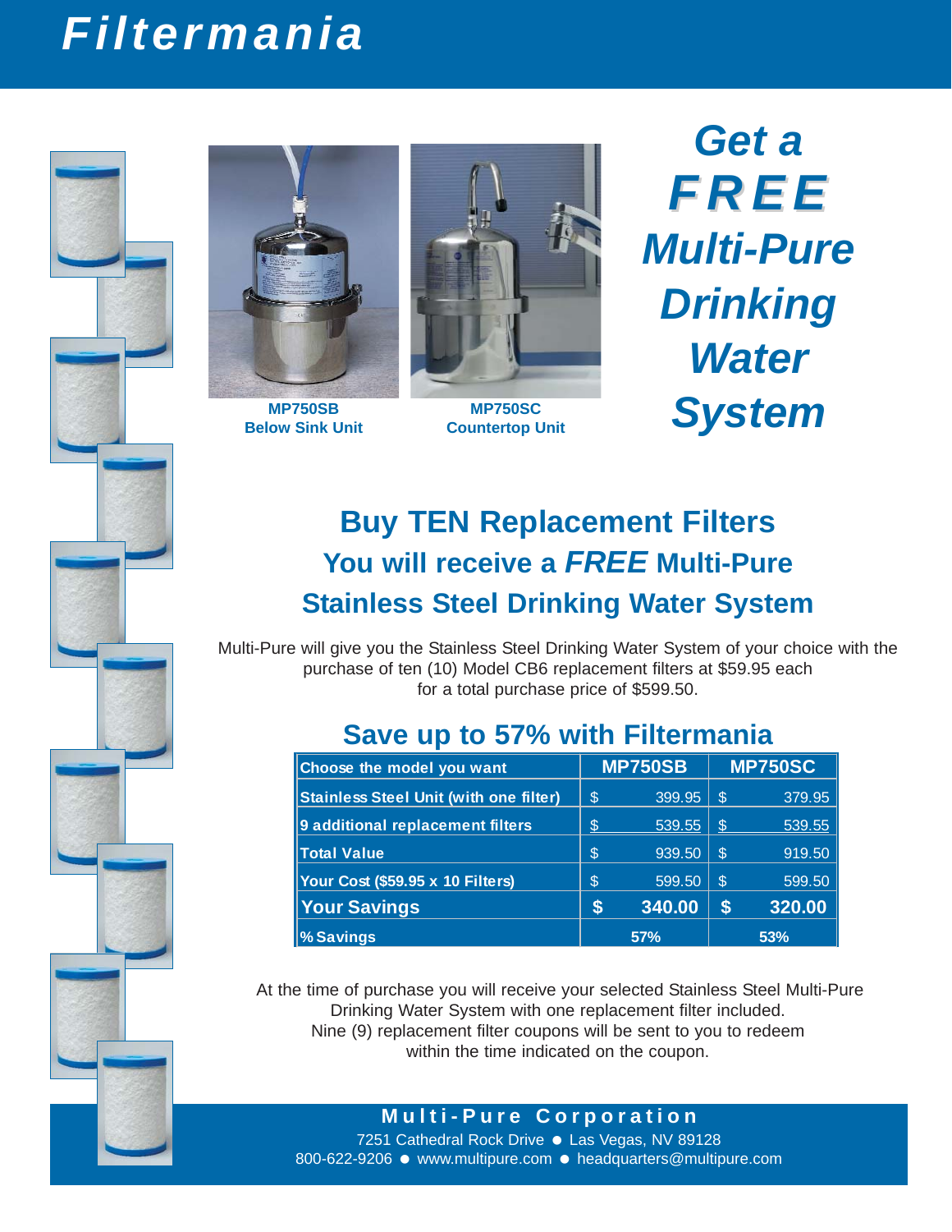# Filtermania

MP750SB
Below Sink Unit

MP750SC
Countertop Unit

## *Get a FREE Multi-Pure Drinking Water System*

## Buy TEN Replacement Filters
### You will receive a *FREE* Multi-Pure Stainless Steel Drinking Water System

Multi-Pure will give you the Stainless Steel Drinking Water System of your choice with the purchase of ten (10) Model CB6 replacement filters at $59.95 each for a total purchase price of $599.50.

## Save up to 57% with Filtermania

| Choose the model you want | MP750SB | | MP750SC | |
|---|---|---|---|---|
| Stainless Steel Unit (with one filter) | $ | 399.95 | $ | 379.95 |
| 9 additional replacement filters | $ | 539.55 | $ | 539.55 |
| Total Value | $ | 939.50 | $ | 919.50 |
| Your Cost ($59.95 x 10 Filters) | $ | 599.50 | $ | 599.50 |
| **Your Savings** | **$** | **340.00** | **$** | **320.00** |
| % Savings | 57% | | 53% | |

At the time of purchase you will receive your selected Stainless Steel Multi-Pure Drinking Water System with one replacement filter included.
Nine (9) replacement filter coupons will be sent to you to redeem within the time indicated on the coupon.

**Multi-Pure Corporation**
7251 Cathedral Rock Drive ● Las Vegas, NV 89128
800-622-9206 ● www.multipure.com ● headquarters@multipure.com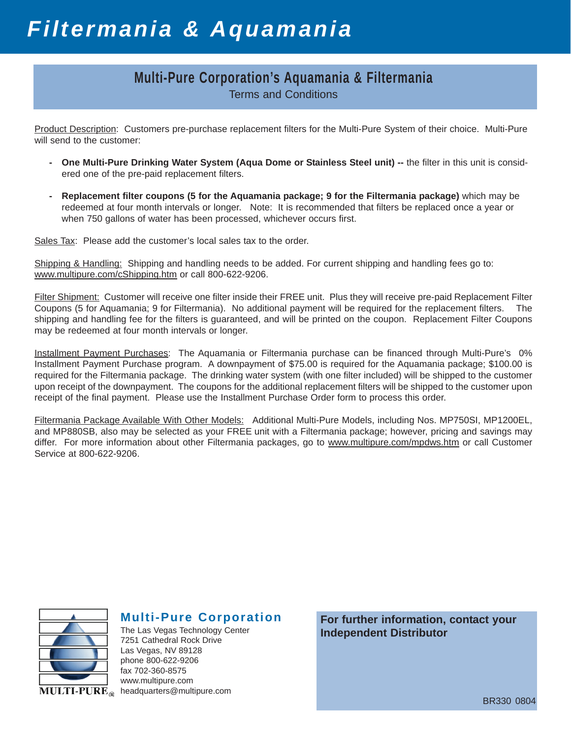# Filtermania & Aquamania

## Multi-Pure Corporation's Aquamania & Filtermania

Terms and Conditions

Product Description: Customers pre-purchase replacement filters for the Multi-Pure System of their choice. Multi-Pure will send to the customer:

- **One Multi-Pure Drinking Water System (Aqua Dome or Stainless Steel unit) --** the filter in this unit is considered one of the pre-paid replacement filters.
- **Replacement filter coupons (5 for the Aquamania package; 9 for the Filtermania package)** which may be redeemed at four month intervals or longer. Note: It is recommended that filters be replaced once a year or when 750 gallons of water has been processed, whichever occurs first.

Sales Tax: Please add the customer's local sales tax to the order.

Shipping & Handling: Shipping and handling needs to be added. For current shipping and handling fees go to: www.multipure.com/cShipping.htm or call 800-622-9206.

Filter Shipment: Customer will receive one filter inside their FREE unit. Plus they will receive pre-paid Replacement Filter Coupons (5 for Aquamania; 9 for Filtermania). No additional payment will be required for the replacement filters. The shipping and handling fee for the filters is guaranteed, and will be printed on the coupon. Replacement Filter Coupons may be redeemed at four month intervals or longer.

Installment Payment Purchases: The Aquamania or Filtermania purchase can be financed through Multi-Pure's 0% Installment Payment Purchase program. A downpayment of $75.00 is required for the Aquamania package; $100.00 is required for the Filtermania package. The drinking water system (with one filter included) will be shipped to the customer upon receipt of the downpayment. The coupons for the additional replacement filters will be shipped to the customer upon receipt of the final payment. Please use the Installment Purchase Order form to process this order.

Filtermania Package Available With Other Models: Additional Multi-Pure Models, including Nos. MP750SI, MP1200EL, and MP880SB, also may be selected as your FREE unit with a Filtermania package; however, pricing and savings may differ. For more information about other Filtermania packages, go to www.multipure.com/mpdws.htm or call Customer Service at 800-622-9206.

MULTI-PURE®

**Multi-Pure Corporation**
The Las Vegas Technology Center
7251 Cathedral Rock Drive
Las Vegas, NV 89128
phone 800-622-9206
fax 702-360-8575
www.multipure.com
headquarters@multipure.com

**For further information, contact your Independent Distributor**

BR330 0804